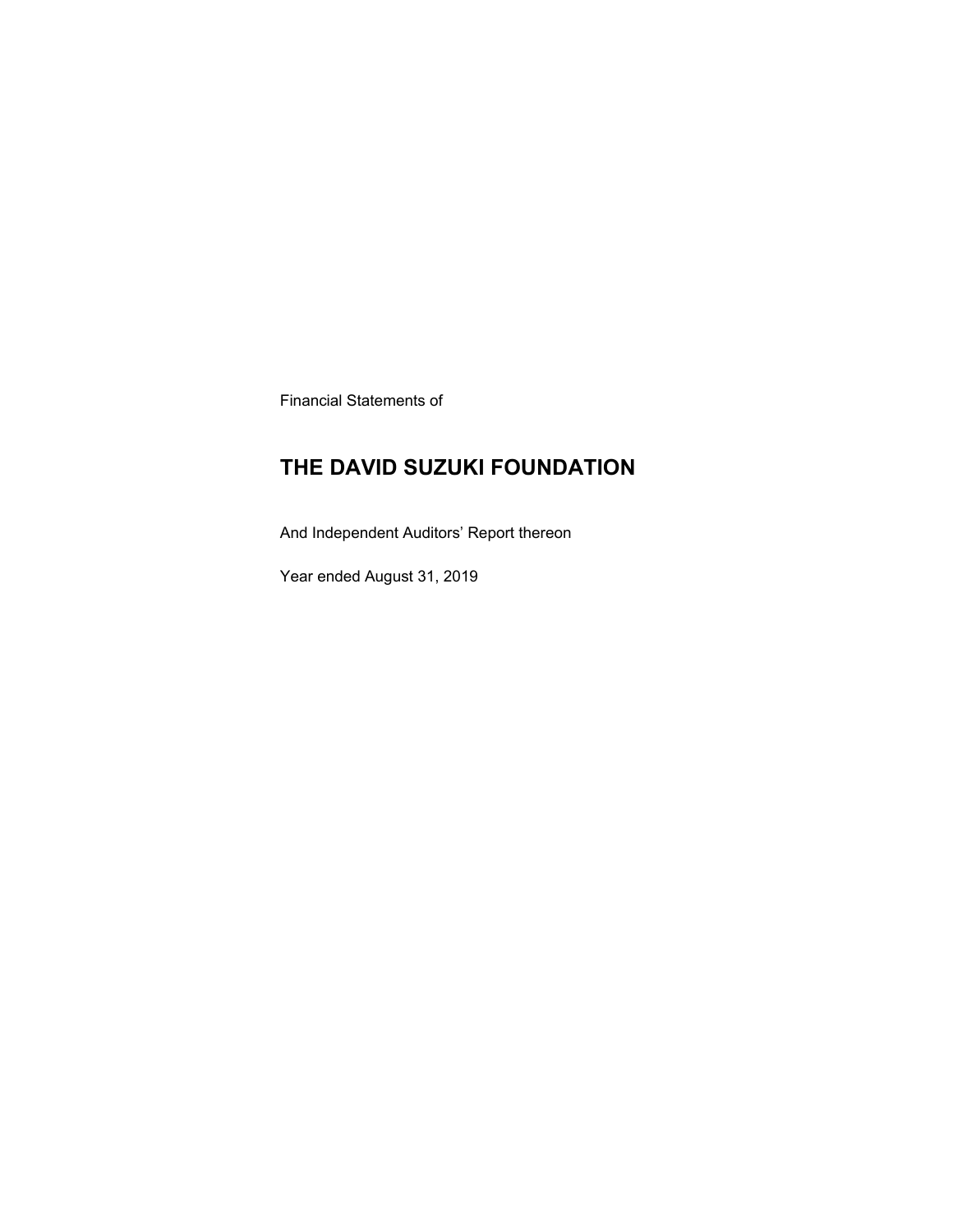Financial Statements of

# THE DAVID SUZUKI FOUNDATION

And Independent Auditors' Report thereon

Year ended August 31, 2019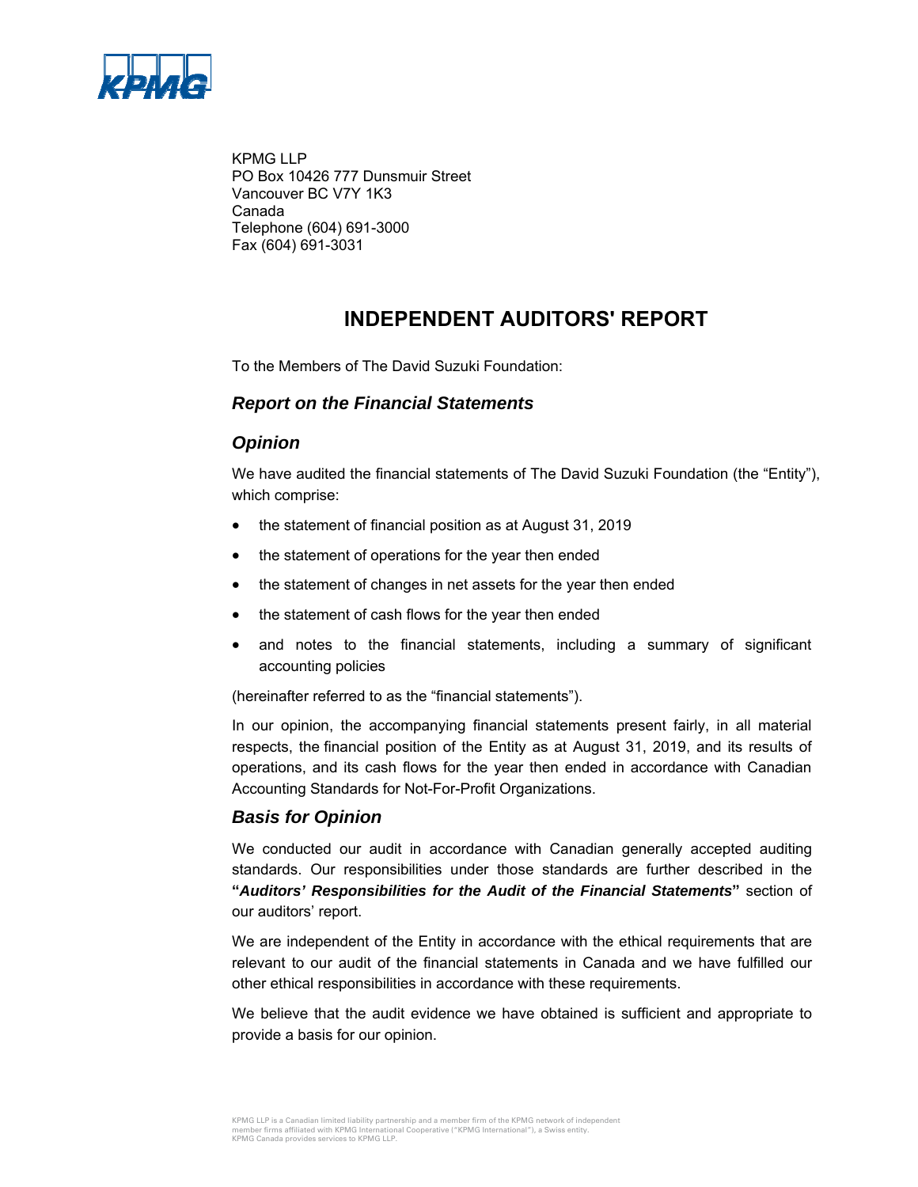KPMG LLP
PO Box 10426 777 Dunsmuir Street
Vancouver BC V7Y 1K3
Canada
Telephone (604) 691-3000
Fax (604) 691-3031

# INDEPENDENT AUDITORS' REPORT

To the Members of The David Suzuki Foundation:

## *Report on the Financial Statements*

## *Opinion*

We have audited the financial statements of The David Suzuki Foundation (the "Entity"), which comprise:

- the statement of financial position as at August 31, 2019
- the statement of operations for the year then ended
- the statement of changes in net assets for the year then ended
- the statement of cash flows for the year then ended
- and notes to the financial statements, including a summary of significant accounting policies

(hereinafter referred to as the "financial statements").

In our opinion, the accompanying financial statements present fairly, in all material respects, the financial position of the Entity as at August 31, 2019, and its results of operations, and its cash flows for the year then ended in accordance with Canadian Accounting Standards for Not-For-Profit Organizations.

## *Basis for Opinion*

We conducted our audit in accordance with Canadian generally accepted auditing standards. Our responsibilities under those standards are further described in the **"*Auditors' Responsibilities for the Audit of the Financial Statements*"** section of our auditors' report.

We are independent of the Entity in accordance with the ethical requirements that are relevant to our audit of the financial statements in Canada and we have fulfilled our other ethical responsibilities in accordance with these requirements.

We believe that the audit evidence we have obtained is sufficient and appropriate to provide a basis for our opinion.

KPMG LLP is a Canadian limited liability partnership and a member firm of the KPMG network of independent member firms affiliated with KPMG International Cooperative ("KPMG International"), a Swiss entity. KPMG Canada provides services to KPMG LLP.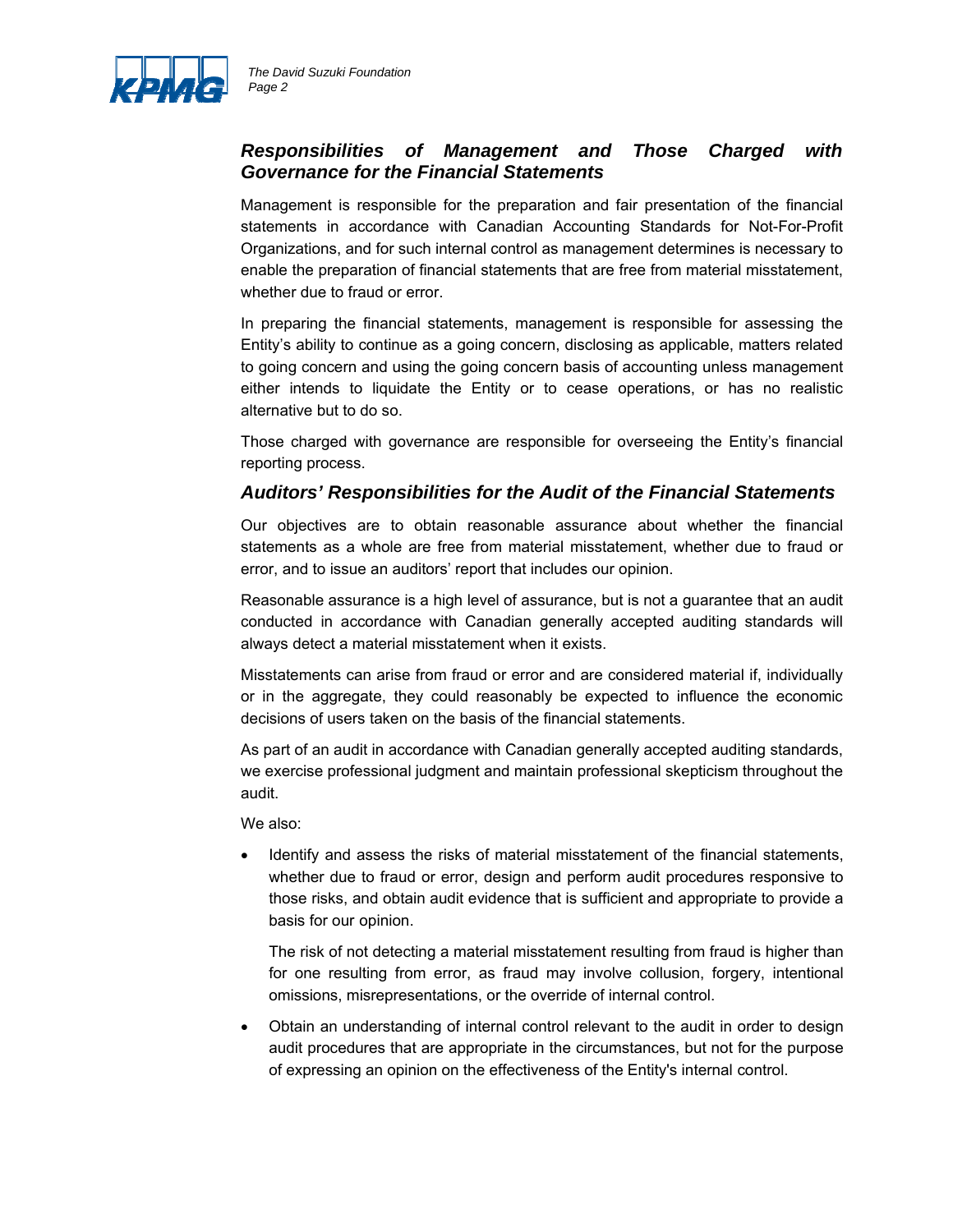## *Responsibilities of Management and Those Charged with Governance for the Financial Statements*

Management is responsible for the preparation and fair presentation of the financial statements in accordance with Canadian Accounting Standards for Not-For-Profit Organizations, and for such internal control as management determines is necessary to enable the preparation of financial statements that are free from material misstatement, whether due to fraud or error.

In preparing the financial statements, management is responsible for assessing the Entity's ability to continue as a going concern, disclosing as applicable, matters related to going concern and using the going concern basis of accounting unless management either intends to liquidate the Entity or to cease operations, or has no realistic alternative but to do so.

Those charged with governance are responsible for overseeing the Entity's financial reporting process.

## *Auditors' Responsibilities for the Audit of the Financial Statements*

Our objectives are to obtain reasonable assurance about whether the financial statements as a whole are free from material misstatement, whether due to fraud or error, and to issue an auditors' report that includes our opinion.

Reasonable assurance is a high level of assurance, but is not a guarantee that an audit conducted in accordance with Canadian generally accepted auditing standards will always detect a material misstatement when it exists.

Misstatements can arise from fraud or error and are considered material if, individually or in the aggregate, they could reasonably be expected to influence the economic decisions of users taken on the basis of the financial statements.

As part of an audit in accordance with Canadian generally accepted auditing standards, we exercise professional judgment and maintain professional skepticism throughout the audit.

We also:

- Identify and assess the risks of material misstatement of the financial statements, whether due to fraud or error, design and perform audit procedures responsive to those risks, and obtain audit evidence that is sufficient and appropriate to provide a basis for our opinion.

  The risk of not detecting a material misstatement resulting from fraud is higher than for one resulting from error, as fraud may involve collusion, forgery, intentional omissions, misrepresentations, or the override of internal control.

- Obtain an understanding of internal control relevant to the audit in order to design audit procedures that are appropriate in the circumstances, but not for the purpose of expressing an opinion on the effectiveness of the Entity's internal control.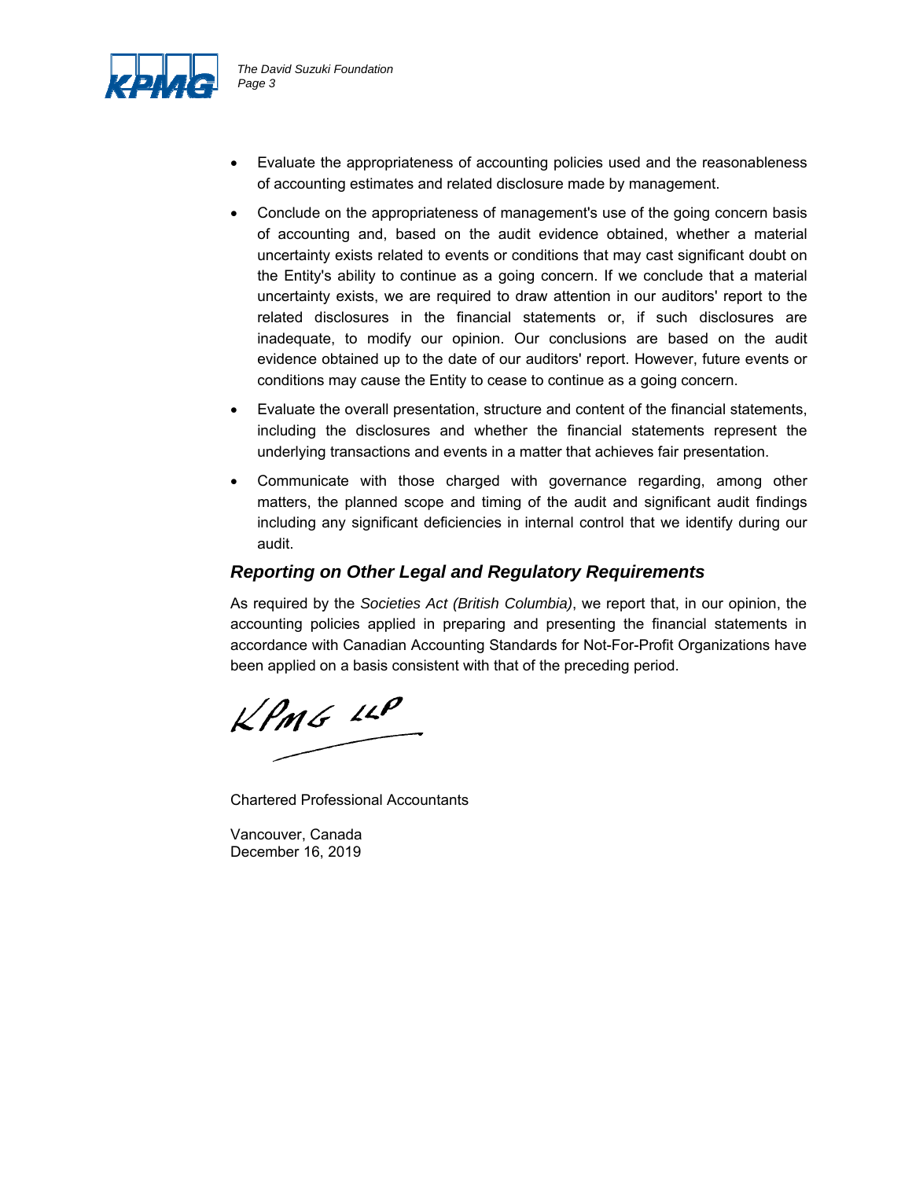- Evaluate the appropriateness of accounting policies used and the reasonableness of accounting estimates and related disclosure made by management.
- Conclude on the appropriateness of management's use of the going concern basis of accounting and, based on the audit evidence obtained, whether a material uncertainty exists related to events or conditions that may cast significant doubt on the Entity's ability to continue as a going concern. If we conclude that a material uncertainty exists, we are required to draw attention in our auditors' report to the related disclosures in the financial statements or, if such disclosures are inadequate, to modify our opinion. Our conclusions are based on the audit evidence obtained up to the date of our auditors' report. However, future events or conditions may cause the Entity to cease to continue as a going concern.
- Evaluate the overall presentation, structure and content of the financial statements, including the disclosures and whether the financial statements represent the underlying transactions and events in a matter that achieves fair presentation.
- Communicate with those charged with governance regarding, among other matters, the planned scope and timing of the audit and significant audit findings including any significant deficiencies in internal control that we identify during our audit.

## *Reporting on Other Legal and Regulatory Requirements*

As required by the *Societies Act (British Columbia)*, we report that, in our opinion, the accounting policies applied in preparing and presenting the financial statements in accordance with Canadian Accounting Standards for Not-For-Profit Organizations have been applied on a basis consistent with that of the preceding period.

KPMG LLP

Chartered Professional Accountants

Vancouver, Canada
December 16, 2019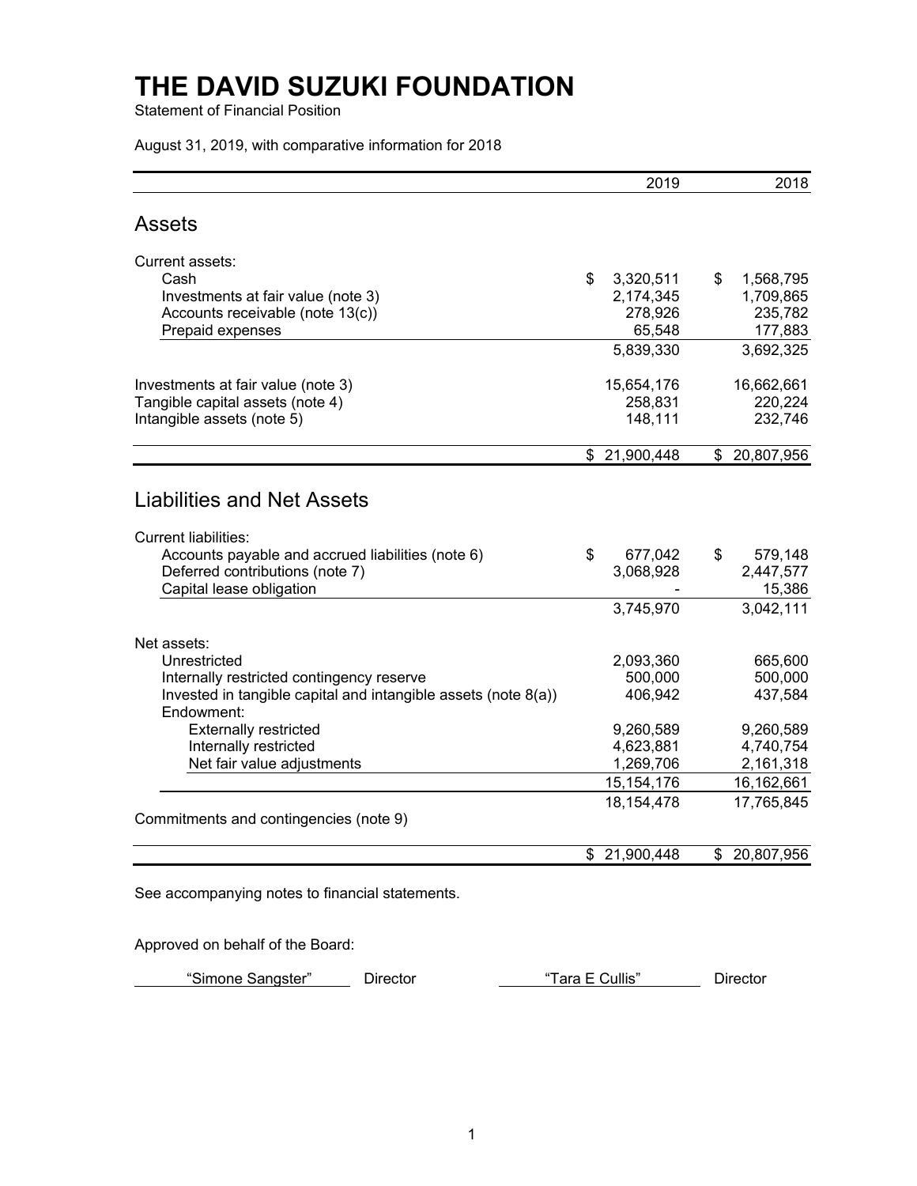# THE DAVID SUZUKI FOUNDATION

Statement of Financial Position

August 31, 2019, with comparative information for 2018

| | 2019 | 2018 |
|---|---|---|
| **Assets** | | |
| Current assets: | | |
| Cash | $ 3,320,511 | $ 1,568,795 |
| Investments at fair value (note 3) | 2,174,345 | 1,709,865 |
| Accounts receivable (note 13(c)) | 278,926 | 235,782 |
| Prepaid expenses | 65,548 | 177,883 |
| | 5,839,330 | 3,692,325 |
| Investments at fair value (note 3) | 15,654,176 | 16,662,661 |
| Tangible capital assets (note 4) | 258,831 | 220,224 |
| Intangible assets (note 5) | 148,111 | 232,746 |
| | $ 21,900,448 | $ 20,807,956 |
| **Liabilities and Net Assets** | | |
| Current liabilities: | | |
| Accounts payable and accrued liabilities (note 6) | $ 677,042 | $ 579,148 |
| Deferred contributions (note 7) | 3,068,928 | 2,447,577 |
| Capital lease obligation | - | 15,386 |
| | 3,745,970 | 3,042,111 |
| Net assets: | | |
| Unrestricted | 2,093,360 | 665,600 |
| Internally restricted contingency reserve | 500,000 | 500,000 |
| Invested in tangible capital and intangible assets (note 8(a)) | 406,942 | 437,584 |
| Endowment: | | |
| Externally restricted | 9,260,589 | 9,260,589 |
| Internally restricted | 4,623,881 | 4,740,754 |
| Net fair value adjustments | 1,269,706 | 2,161,318 |
| | 15,154,176 | 16,162,661 |
| | 18,154,478 | 17,765,845 |
| Commitments and contingencies (note 9) | | |
| | $ 21,900,448 | $ 20,807,956 |

See accompanying notes to financial statements.

Approved on behalf of the Board:

"Simone Sangster" Director        "Tara E Cullis" Director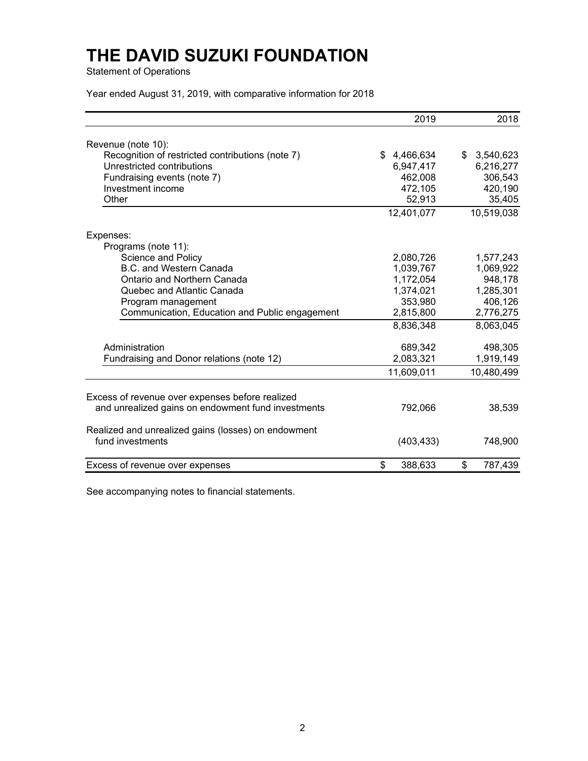# THE DAVID SUZUKI FOUNDATION

Statement of Operations

Year ended August 31, 2019, with comparative information for 2018

| | 2019 | 2018 |
|---|---|---|
| Revenue (note 10): | | |
| Recognition of restricted contributions (note 7) | $ 4,466,634 | $ 3,540,623 |
| Unrestricted contributions | 6,947,417 | 6,216,277 |
| Fundraising events (note 7) | 462,008 | 306,543 |
| Investment income | 472,105 | 420,190 |
| Other | 52,913 | 35,405 |
| | 12,401,077 | 10,519,038 |
| Expenses: | | |
| Programs (note 11): | | |
| Science and Policy | 2,080,726 | 1,577,243 |
| B.C. and Western Canada | 1,039,767 | 1,069,922 |
| Ontario and Northern Canada | 1,172,054 | 948,178 |
| Quebec and Atlantic Canada | 1,374,021 | 1,285,301 |
| Program management | 353,980 | 406,126 |
| Communication, Education and Public engagement | 2,815,800 | 2,776,275 |
| | 8,836,348 | 8,063,045 |
| Administration | 689,342 | 498,305 |
| Fundraising and Donor relations (note 12) | 2,083,321 | 1,919,149 |
| | 11,609,011 | 10,480,499 |
| Excess of revenue over expenses before realized and unrealized gains on endowment fund investments | 792,066 | 38,539 |
| Realized and unrealized gains (losses) on endowment fund investments | (403,433) | 748,900 |
| Excess of revenue over expenses | $ 388,633 | $ 787,439 |

See accompanying notes to financial statements.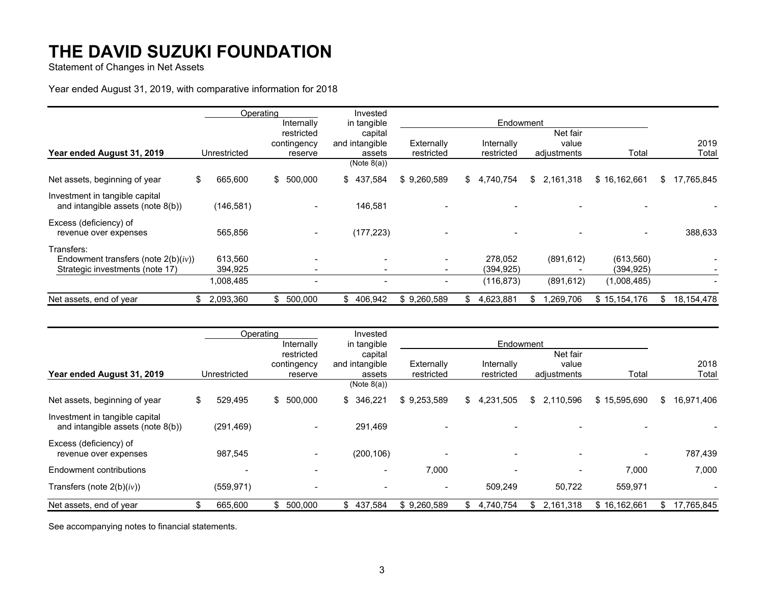# THE DAVID SUZUKI FOUNDATION

Statement of Changes in Net Assets

Year ended August 31, 2019, with comparative information for 2018

| Year ended August 31, 2019 | Operating | | Invested in tangible capital and intangible assets (Note 8(a)) | Endowment | | | | 2019 Total |
|---|---|---|---|---|---|---|---|---|
| | Unrestricted | Internally restricted contingency reserve | | Externally restricted | Internally restricted | Net fair value adjustments | Total | |
| Net assets, beginning of year | $ 665,600 | $ 500,000 | $ 437,584 | $ 9,260,589 | $ 4,740,754 | $ 2,161,318 | $ 16,162,661 | $ 17,765,845 |
| Investment in tangible capital and intangible assets (note 8(b)) | (146,581) | - | 146,581 | - | - | - | - | - |
| Excess (deficiency) of revenue over expenses | 565,856 | - | (177,223) | - | - | - | - | 388,633 |
| Transfers: | | | | | | | | |
| Endowment transfers (note 2(b)(*iv*)) | 613,560 | - | - | - | 278,052 | (891,612) | (613,560) | - |
| Strategic investments (note 17) | 394,925 | - | - | - | (394,925) | - | (394,925) | - |
| | 1,008,485 | - | - | - | (116,873) | (891,612) | (1,008,485) | - |
| Net assets, end of year | $ 2,093,360 | $ 500,000 | $ 406,942 | $ 9,260,589 | $ 4,623,881 | $ 1,269,706 | $ 15,154,176 | $ 18,154,478 |

| Year ended August 31, 2019 | Operating | | Invested in tangible capital and intangible assets (Note 8(a)) | Endowment | | | | 2018 Total |
|---|---|---|---|---|---|---|---|---|
| | Unrestricted | Internally restricted contingency reserve | | Externally restricted | Internally restricted | Net fair value adjustments | Total | |
| Net assets, beginning of year | $ 529,495 | $ 500,000 | $ 346,221 | $ 9,253,589 | $ 4,231,505 | $ 2,110,596 | $ 15,595,690 | $ 16,971,406 |
| Investment in tangible capital and intangible assets (note 8(b)) | (291,469) | - | 291,469 | - | - | - | - | - |
| Excess (deficiency) of revenue over expenses | 987,545 | - | (200,106) | - | - | - | - | 787,439 |
| Endowment contributions | - | - | - | 7,000 | - | - | 7,000 | 7,000 |
| Transfers (note 2(b)(*iv*)) | (559,971) | - | - | - | 509,249 | 50,722 | 559,971 | - |
| Net assets, end of year | $ 665,600 | $ 500,000 | $ 437,584 | $ 9,260,589 | $ 4,740,754 | $ 2,161,318 | $ 16,162,661 | $ 17,765,845 |

See accompanying notes to financial statements.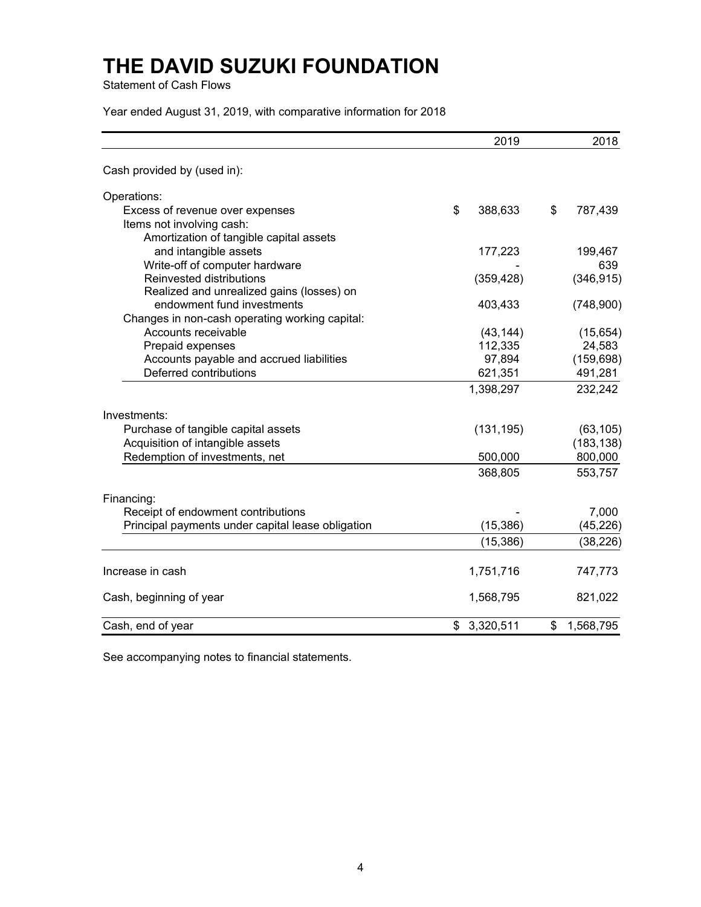# THE DAVID SUZUKI FOUNDATION

Statement of Cash Flows

Year ended August 31, 2019, with comparative information for 2018

| | 2019 | 2018 |
|---|---|---|
| Cash provided by (used in): | | |
| Operations: | | |
| Excess of revenue over expenses | $ 388,633 | $ 787,439 |
| Items not involving cash: | | |
| Amortization of tangible capital assets and intangible assets | 177,223 | 199,467 |
| Write-off of computer hardware | - | 639 |
| Reinvested distributions | (359,428) | (346,915) |
| Realized and unrealized gains (losses) on endowment fund investments | 403,433 | (748,900) |
| Changes in non-cash operating working capital: | | |
| Accounts receivable | (43,144) | (15,654) |
| Prepaid expenses | 112,335 | 24,583 |
| Accounts payable and accrued liabilities | 97,894 | (159,698) |
| Deferred contributions | 621,351 | 491,281 |
| | 1,398,297 | 232,242 |
| Investments: | | |
| Purchase of tangible capital assets | (131,195) | (63,105) |
| Acquisition of intangible assets | | (183,138) |
| Redemption of investments, net | 500,000 | 800,000 |
| | 368,805 | 553,757 |
| Financing: | | |
| Receipt of endowment contributions | - | 7,000 |
| Principal payments under capital lease obligation | (15,386) | (45,226) |
| | (15,386) | (38,226) |
| Increase in cash | 1,751,716 | 747,773 |
| Cash, beginning of year | 1,568,795 | 821,022 |
| Cash, end of year | $ 3,320,511 | $ 1,568,795 |

See accompanying notes to financial statements.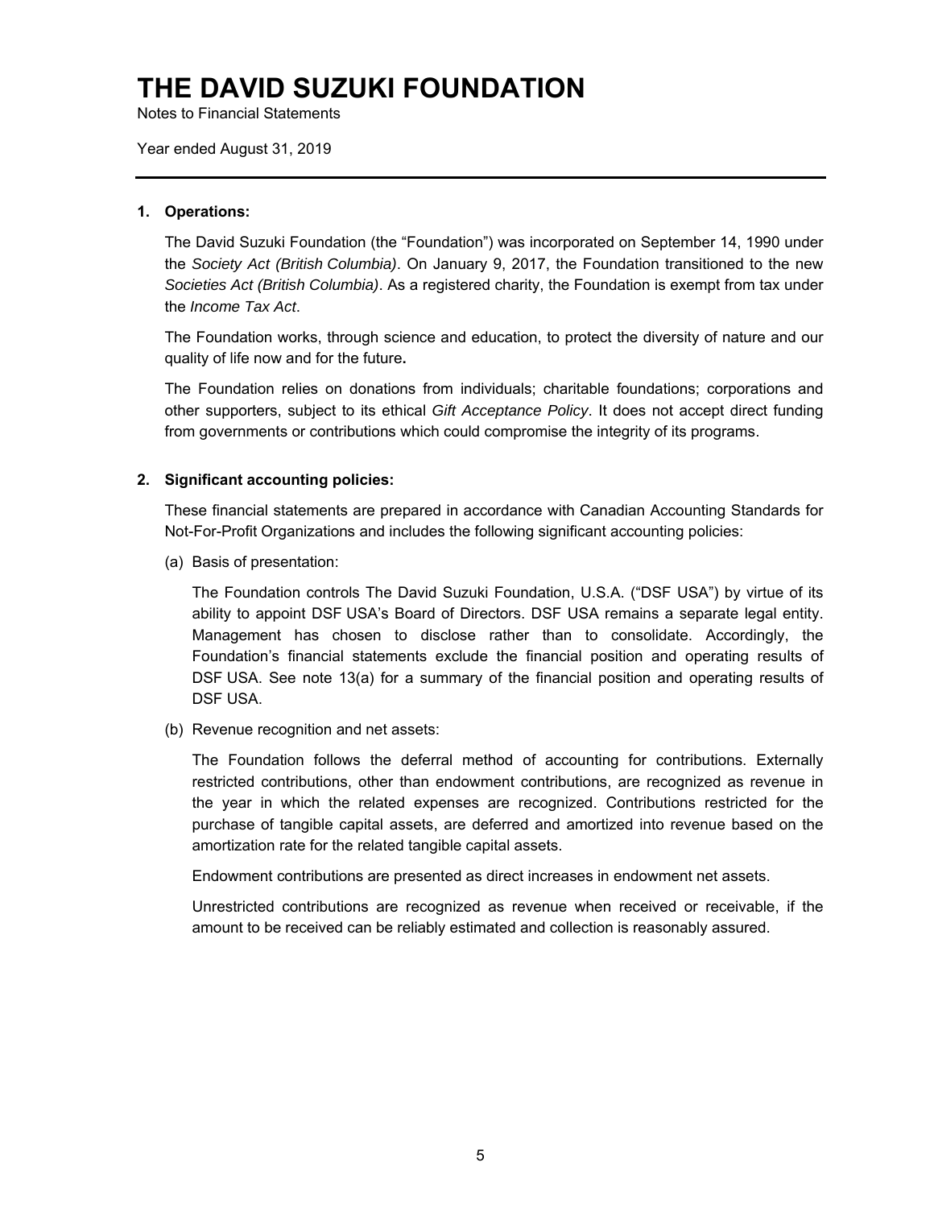# THE DAVID SUZUKI FOUNDATION

Notes to Financial Statements

Year ended August 31, 2019

---

**1. Operations:**

The David Suzuki Foundation (the "Foundation") was incorporated on September 14, 1990 under the *Society Act (British Columbia)*. On January 9, 2017, the Foundation transitioned to the new *Societies Act (British Columbia)*. As a registered charity, the Foundation is exempt from tax under the *Income Tax Act*.

The Foundation works, through science and education, to protect the diversity of nature and our quality of life now and for the future**.**

The Foundation relies on donations from individuals; charitable foundations; corporations and other supporters, subject to its ethical *Gift Acceptance Policy*. It does not accept direct funding from governments or contributions which could compromise the integrity of its programs.

**2. Significant accounting policies:**

These financial statements are prepared in accordance with Canadian Accounting Standards for Not-For-Profit Organizations and includes the following significant accounting policies:

(a) Basis of presentation:

The Foundation controls The David Suzuki Foundation, U.S.A. ("DSF USA") by virtue of its ability to appoint DSF USA's Board of Directors. DSF USA remains a separate legal entity. Management has chosen to disclose rather than to consolidate. Accordingly, the Foundation's financial statements exclude the financial position and operating results of DSF USA. See note 13(a) for a summary of the financial position and operating results of DSF USA.

(b) Revenue recognition and net assets:

The Foundation follows the deferral method of accounting for contributions. Externally restricted contributions, other than endowment contributions, are recognized as revenue in the year in which the related expenses are recognized. Contributions restricted for the purchase of tangible capital assets, are deferred and amortized into revenue based on the amortization rate for the related tangible capital assets.

Endowment contributions are presented as direct increases in endowment net assets.

Unrestricted contributions are recognized as revenue when received or receivable, if the amount to be received can be reliably estimated and collection is reasonably assured.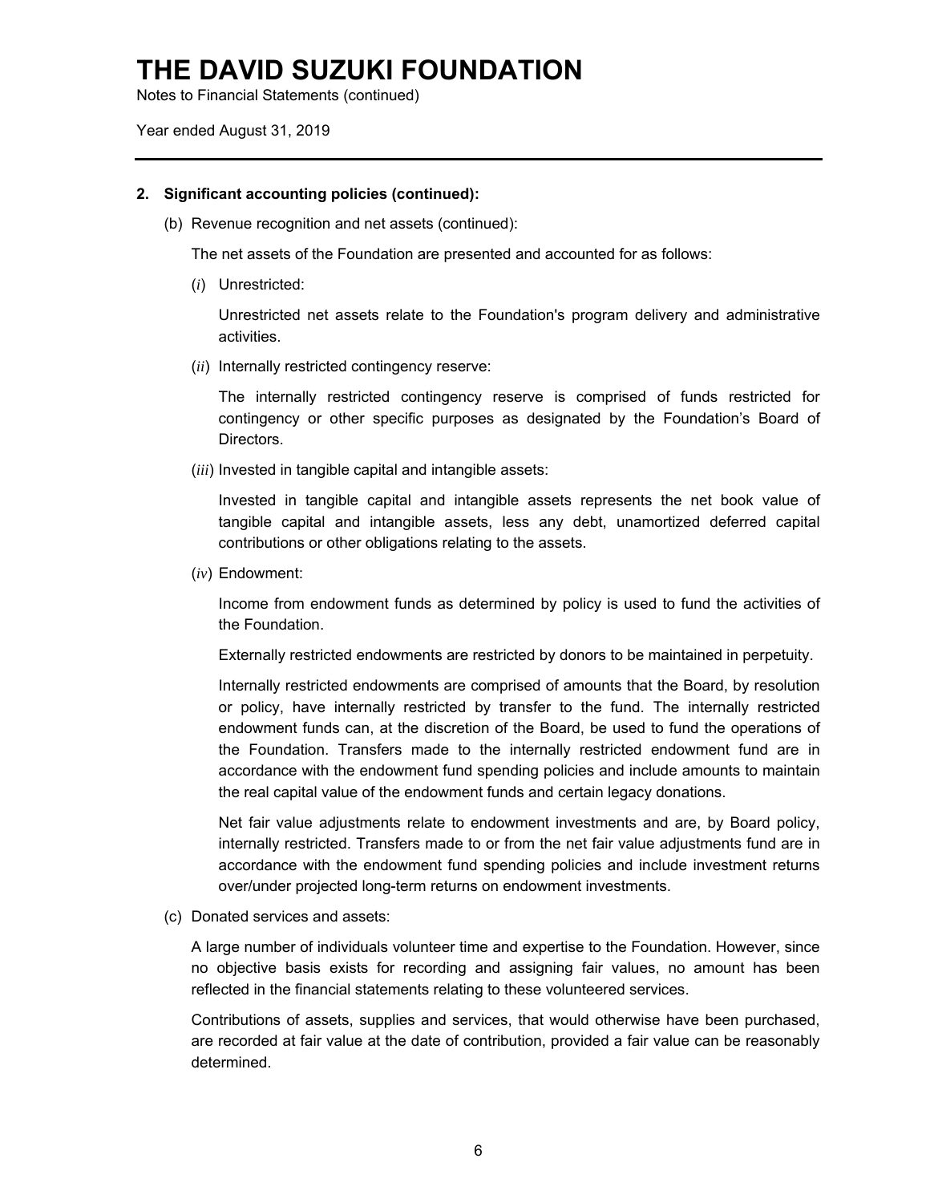# THE DAVID SUZUKI FOUNDATION

Notes to Financial Statements (continued)

Year ended August 31, 2019

**2. Significant accounting policies (continued):**

(b) Revenue recognition and net assets (continued):

The net assets of the Foundation are presented and accounted for as follows:

(*i*) Unrestricted:

Unrestricted net assets relate to the Foundation's program delivery and administrative activities.

(*ii*) Internally restricted contingency reserve:

The internally restricted contingency reserve is comprised of funds restricted for contingency or other specific purposes as designated by the Foundation's Board of Directors.

(*iii*) Invested in tangible capital and intangible assets:

Invested in tangible capital and intangible assets represents the net book value of tangible capital and intangible assets, less any debt, unamortized deferred capital contributions or other obligations relating to the assets.

(*iv*) Endowment:

Income from endowment funds as determined by policy is used to fund the activities of the Foundation.

Externally restricted endowments are restricted by donors to be maintained in perpetuity.

Internally restricted endowments are comprised of amounts that the Board, by resolution or policy, have internally restricted by transfer to the fund. The internally restricted endowment funds can, at the discretion of the Board, be used to fund the operations of the Foundation. Transfers made to the internally restricted endowment fund are in accordance with the endowment fund spending policies and include amounts to maintain the real capital value of the endowment funds and certain legacy donations.

Net fair value adjustments relate to endowment investments and are, by Board policy, internally restricted. Transfers made to or from the net fair value adjustments fund are in accordance with the endowment fund spending policies and include investment returns over/under projected long-term returns on endowment investments.

(c) Donated services and assets:

A large number of individuals volunteer time and expertise to the Foundation. However, since no objective basis exists for recording and assigning fair values, no amount has been reflected in the financial statements relating to these volunteered services.

Contributions of assets, supplies and services, that would otherwise have been purchased, are recorded at fair value at the date of contribution, provided a fair value can be reasonably determined.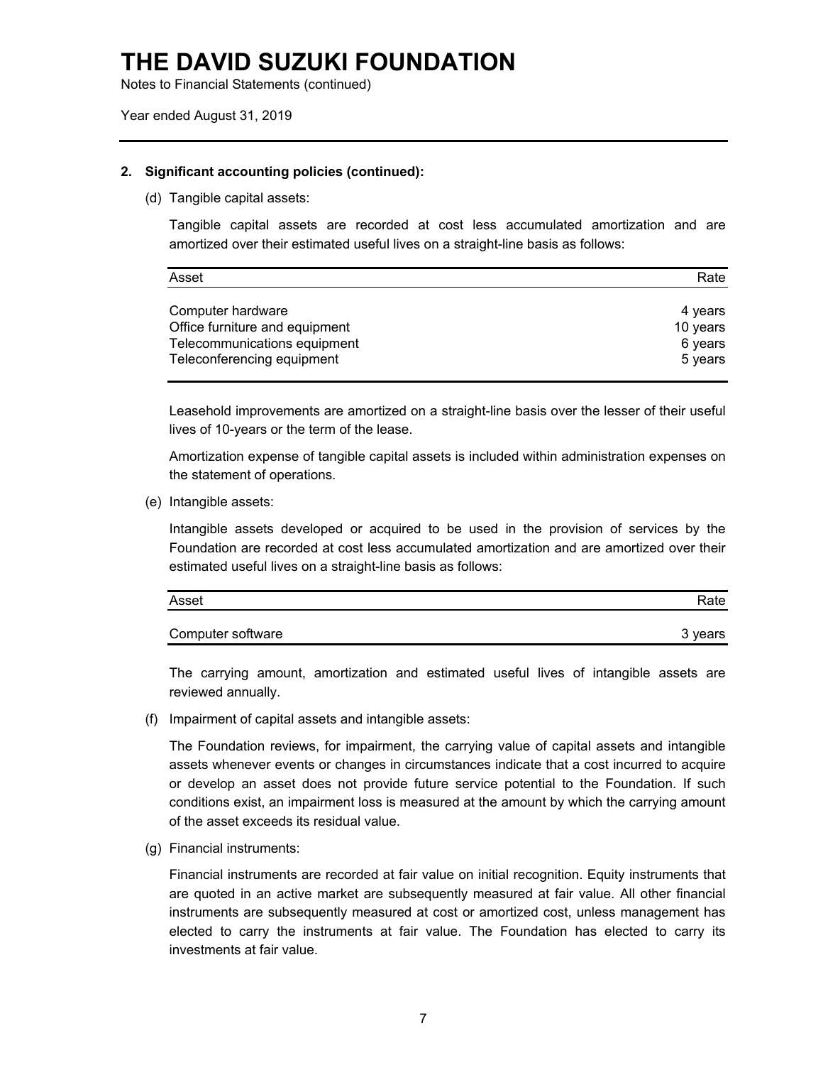# THE DAVID SUZUKI FOUNDATION

Notes to Financial Statements (continued)

Year ended August 31, 2019

## 2. Significant accounting policies (continued):

(d) Tangible capital assets:

Tangible capital assets are recorded at cost less accumulated amortization and are amortized over their estimated useful lives on a straight-line basis as follows:

| Asset | Rate |
|---|---|
| Computer hardware | 4 years |
| Office furniture and equipment | 10 years |
| Telecommunications equipment | 6 years |
| Teleconferencing equipment | 5 years |

Leasehold improvements are amortized on a straight-line basis over the lesser of their useful lives of 10-years or the term of the lease.

Amortization expense of tangible capital assets is included within administration expenses on the statement of operations.

(e) Intangible assets:

Intangible assets developed or acquired to be used in the provision of services by the Foundation are recorded at cost less accumulated amortization and are amortized over their estimated useful lives on a straight-line basis as follows:

| Asset | Rate |
|---|---|
| Computer software | 3 years |

The carrying amount, amortization and estimated useful lives of intangible assets are reviewed annually.

(f) Impairment of capital assets and intangible assets:

The Foundation reviews, for impairment, the carrying value of capital assets and intangible assets whenever events or changes in circumstances indicate that a cost incurred to acquire or develop an asset does not provide future service potential to the Foundation. If such conditions exist, an impairment loss is measured at the amount by which the carrying amount of the asset exceeds its residual value.

(g) Financial instruments:

Financial instruments are recorded at fair value on initial recognition. Equity instruments that are quoted in an active market are subsequently measured at fair value. All other financial instruments are subsequently measured at cost or amortized cost, unless management has elected to carry the instruments at fair value. The Foundation has elected to carry its investments at fair value.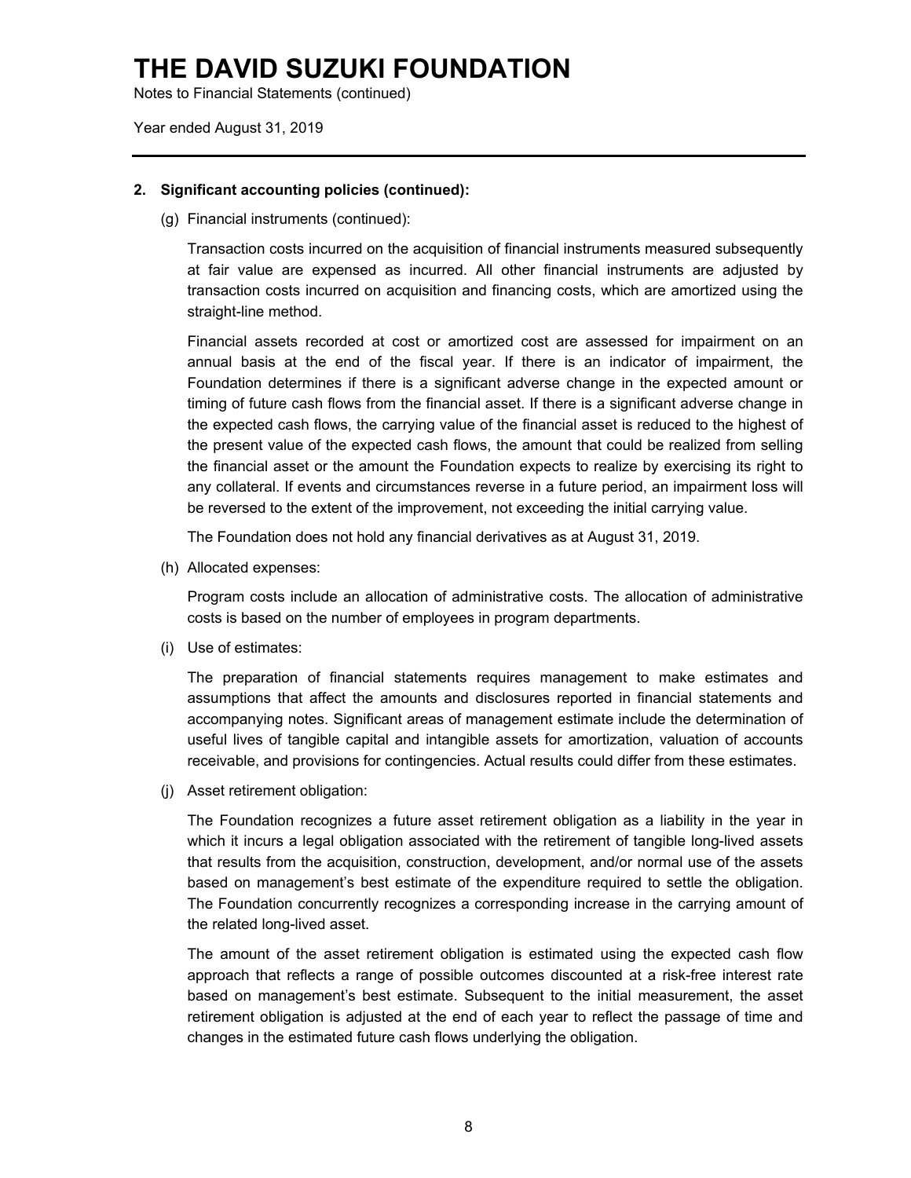**2. Significant accounting policies (continued):**

(g) Financial instruments (continued):

Transaction costs incurred on the acquisition of financial instruments measured subsequently at fair value are expensed as incurred. All other financial instruments are adjusted by transaction costs incurred on acquisition and financing costs, which are amortized using the straight-line method.

Financial assets recorded at cost or amortized cost are assessed for impairment on an annual basis at the end of the fiscal year. If there is an indicator of impairment, the Foundation determines if there is a significant adverse change in the expected amount or timing of future cash flows from the financial asset. If there is a significant adverse change in the expected cash flows, the carrying value of the financial asset is reduced to the highest of the present value of the expected cash flows, the amount that could be realized from selling the financial asset or the amount the Foundation expects to realize by exercising its right to any collateral. If events and circumstances reverse in a future period, an impairment loss will be reversed to the extent of the improvement, not exceeding the initial carrying value.

The Foundation does not hold any financial derivatives as at August 31, 2019.

(h) Allocated expenses:

Program costs include an allocation of administrative costs. The allocation of administrative costs is based on the number of employees in program departments.

(i) Use of estimates:

The preparation of financial statements requires management to make estimates and assumptions that affect the amounts and disclosures reported in financial statements and accompanying notes. Significant areas of management estimate include the determination of useful lives of tangible capital and intangible assets for amortization, valuation of accounts receivable, and provisions for contingencies. Actual results could differ from these estimates.

(j) Asset retirement obligation:

The Foundation recognizes a future asset retirement obligation as a liability in the year in which it incurs a legal obligation associated with the retirement of tangible long-lived assets that results from the acquisition, construction, development, and/or normal use of the assets based on management's best estimate of the expenditure required to settle the obligation. The Foundation concurrently recognizes a corresponding increase in the carrying amount of the related long-lived asset.

The amount of the asset retirement obligation is estimated using the expected cash flow approach that reflects a range of possible outcomes discounted at a risk-free interest rate based on management's best estimate. Subsequent to the initial measurement, the asset retirement obligation is adjusted at the end of each year to reflect the passage of time and changes in the estimated future cash flows underlying the obligation.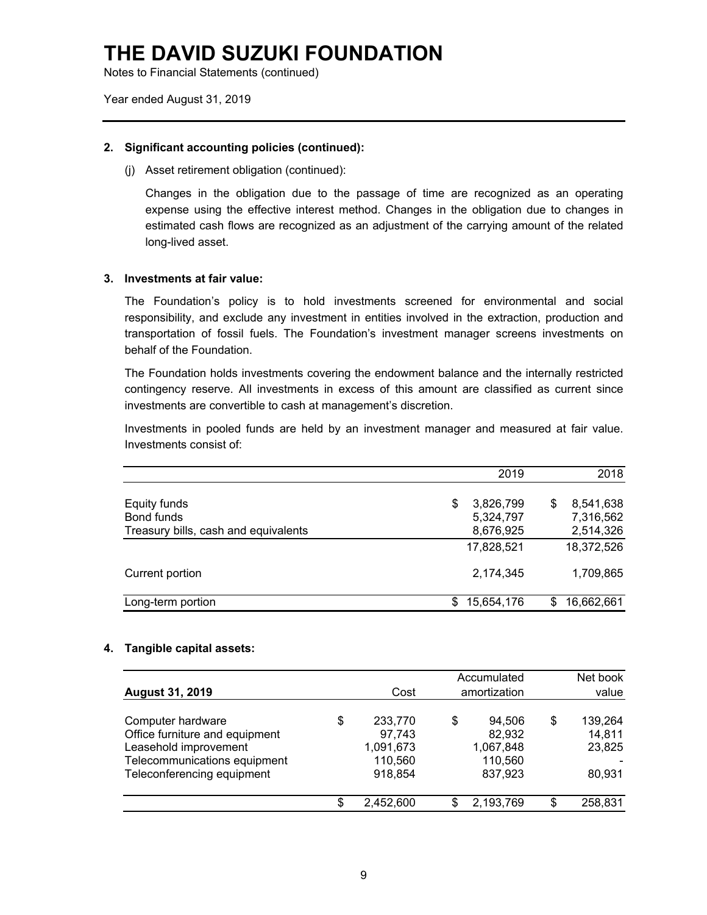# THE DAVID SUZUKI FOUNDATION

Notes to Financial Statements (continued)

Year ended August 31, 2019

---

**2. Significant accounting policies (continued):**

(j) Asset retirement obligation (continued):

Changes in the obligation due to the passage of time are recognized as an operating expense using the effective interest method. Changes in the obligation due to changes in estimated cash flows are recognized as an adjustment of the carrying amount of the related long-lived asset.

**3. Investments at fair value:**

The Foundation's policy is to hold investments screened for environmental and social responsibility, and exclude any investment in entities involved in the extraction, production and transportation of fossil fuels. The Foundation's investment manager screens investments on behalf of the Foundation.

The Foundation holds investments covering the endowment balance and the internally restricted contingency reserve. All investments in excess of this amount are classified as current since investments are convertible to cash at management's discretion.

Investments in pooled funds are held by an investment manager and measured at fair value. Investments consist of:

| | 2019 | 2018 |
|---|---:|---:|
| Equity funds | $ 3,826,799 | $ 8,541,638 |
| Bond funds | 5,324,797 | 7,316,562 |
| Treasury bills, cash and equivalents | 8,676,925 | 2,514,326 |
| | 17,828,521 | 18,372,526 |
| Current portion | 2,174,345 | 1,709,865 |
| Long-term portion | $ 15,654,176 | $ 16,662,661 |

**4. Tangible capital assets:**

| **August 31, 2019** | Cost | Accumulated amortization | Net book value |
|---|---:|---:|---:|
| Computer hardware | $ 233,770 | $ 94,506 | $ 139,264 |
| Office furniture and equipment | 97,743 | 82,932 | 14,811 |
| Leasehold improvement | 1,091,673 | 1,067,848 | 23,825 |
| Telecommunications equipment | 110,560 | 110,560 | - |
| Teleconferencing equipment | 918,854 | 837,923 | 80,931 |
| | $ 2,452,600 | $ 2,193,769 | $ 258,831 |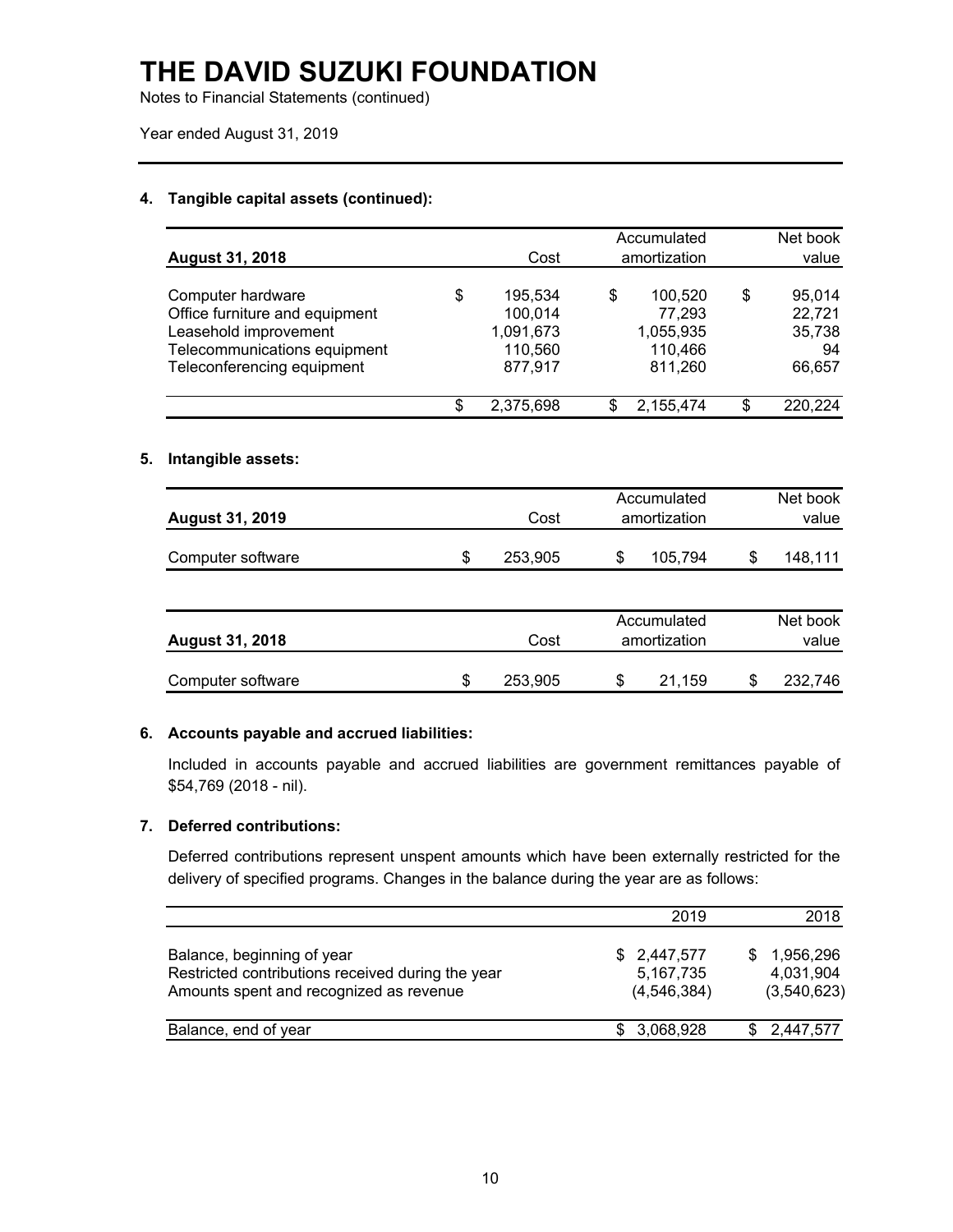# THE DAVID SUZUKI FOUNDATION

Notes to Financial Statements (continued)

Year ended August 31, 2019

### 4. Tangible capital assets (continued):

| August 31, 2018 | Cost | Accumulated amortization | Net book value |
|---|---|---|---|
| Computer hardware | $ 195,534 | $ 100,520 | $ 95,014 |
| Office furniture and equipment | 100,014 | 77,293 | 22,721 |
| Leasehold improvement | 1,091,673 | 1,055,935 | 35,738 |
| Telecommunications equipment | 110,560 | 110,466 | 94 |
| Teleconferencing equipment | 877,917 | 811,260 | 66,657 |
| | $ 2,375,698 | $ 2,155,474 | $ 220,224 |

### 5. Intangible assets:

| August 31, 2019 | Cost | Accumulated amortization | Net book value |
|---|---|---|---|
| Computer software | $ 253,905 | $ 105,794 | $ 148,111 |

| August 31, 2018 | Cost | Accumulated amortization | Net book value |
|---|---|---|---|
| Computer software | $ 253,905 | $ 21,159 | $ 232,746 |

### 6. Accounts payable and accrued liabilities:

Included in accounts payable and accrued liabilities are government remittances payable of $54,769 (2018 - nil).

### 7. Deferred contributions:

Deferred contributions represent unspent amounts which have been externally restricted for the delivery of specified programs. Changes in the balance during the year are as follows:

| | 2019 | 2018 |
|---|---|---|
| Balance, beginning of year | $ 2,447,577 | $ 1,956,296 |
| Restricted contributions received during the year | 5,167,735 | 4,031,904 |
| Amounts spent and recognized as revenue | (4,546,384) | (3,540,623) |
| Balance, end of year | $ 3,068,928 | $ 2,447,577 |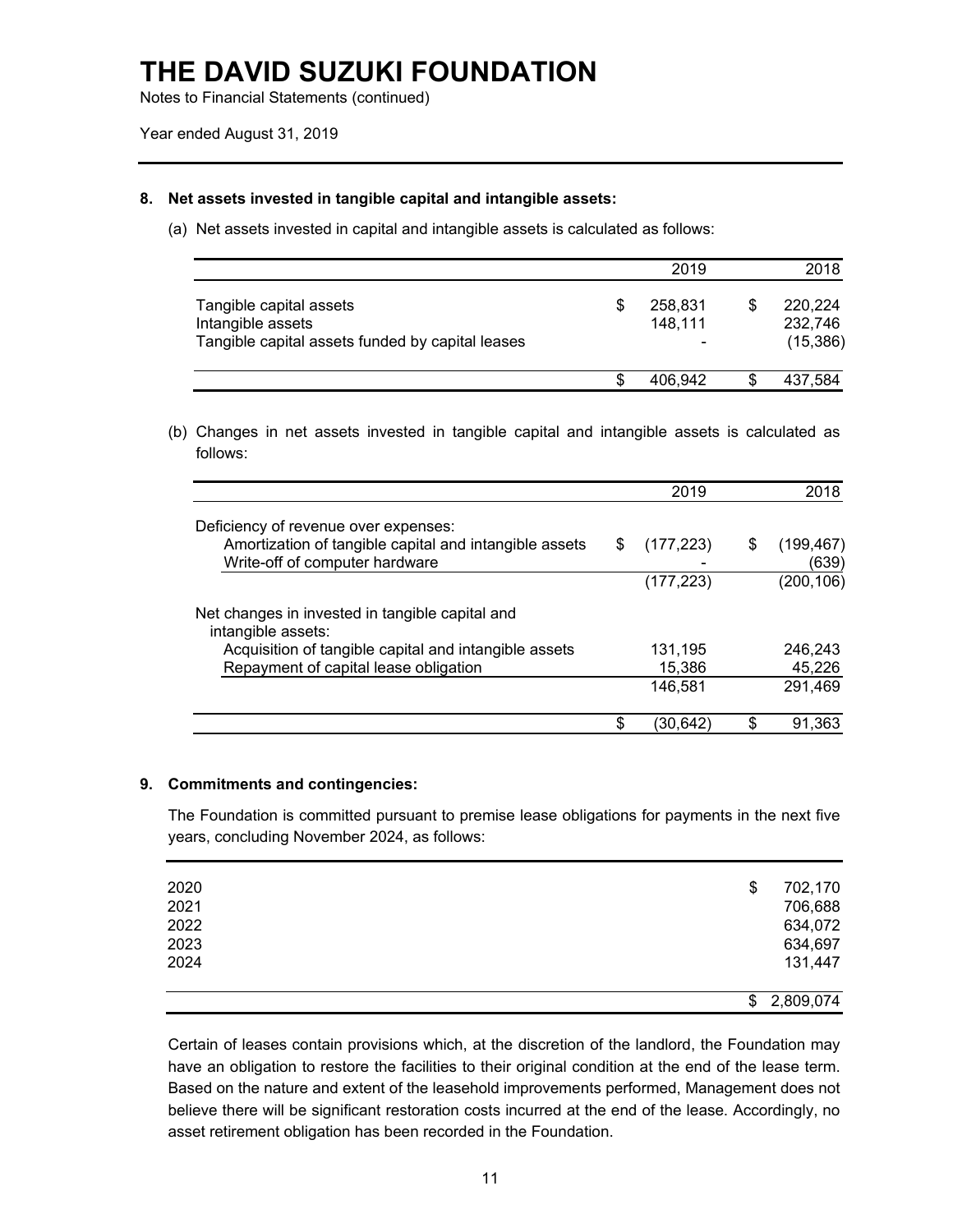# THE DAVID SUZUKI FOUNDATION

Notes to Financial Statements (continued)

Year ended August 31, 2019

**8. Net assets invested in tangible capital and intangible assets:**

(a) Net assets invested in capital and intangible assets is calculated as follows:

| | 2019 | 2018 |
|---|---|---|
| Tangible capital assets | $ 258,831 | $ 220,224 |
| Intangible assets | 148,111 | 232,746 |
| Tangible capital assets funded by capital leases | - | (15,386) |
| | $ 406,942 | $ 437,584 |

(b) Changes in net assets invested in tangible capital and intangible assets is calculated as follows:

| | 2019 | 2018 |
|---|---|---|
| Deficiency of revenue over expenses: | | |
| Amortization of tangible capital and intangible assets | $ (177,223) | $ (199,467) |
| Write-off of computer hardware | - | (639) |
| | (177,223) | (200,106) |
| Net changes in invested in tangible capital and intangible assets: | | |
| Acquisition of tangible capital and intangible assets | 131,195 | 246,243 |
| Repayment of capital lease obligation | 15,386 | 45,226 |
| | 146,581 | 291,469 |
| | $ (30,642) | $ 91,363 |

**9. Commitments and contingencies:**

The Foundation is committed pursuant to premise lease obligations for payments in the next five years, concluding November 2024, as follows:

| | |
|---|---|
| 2020 | $ 702,170 |
| 2021 | 706,688 |
| 2022 | 634,072 |
| 2023 | 634,697 |
| 2024 | 131,447 |
| | $ 2,809,074 |

Certain of leases contain provisions which, at the discretion of the landlord, the Foundation may have an obligation to restore the facilities to their original condition at the end of the lease term. Based on the nature and extent of the leasehold improvements performed, Management does not believe there will be significant restoration costs incurred at the end of the lease. Accordingly, no asset retirement obligation has been recorded in the Foundation.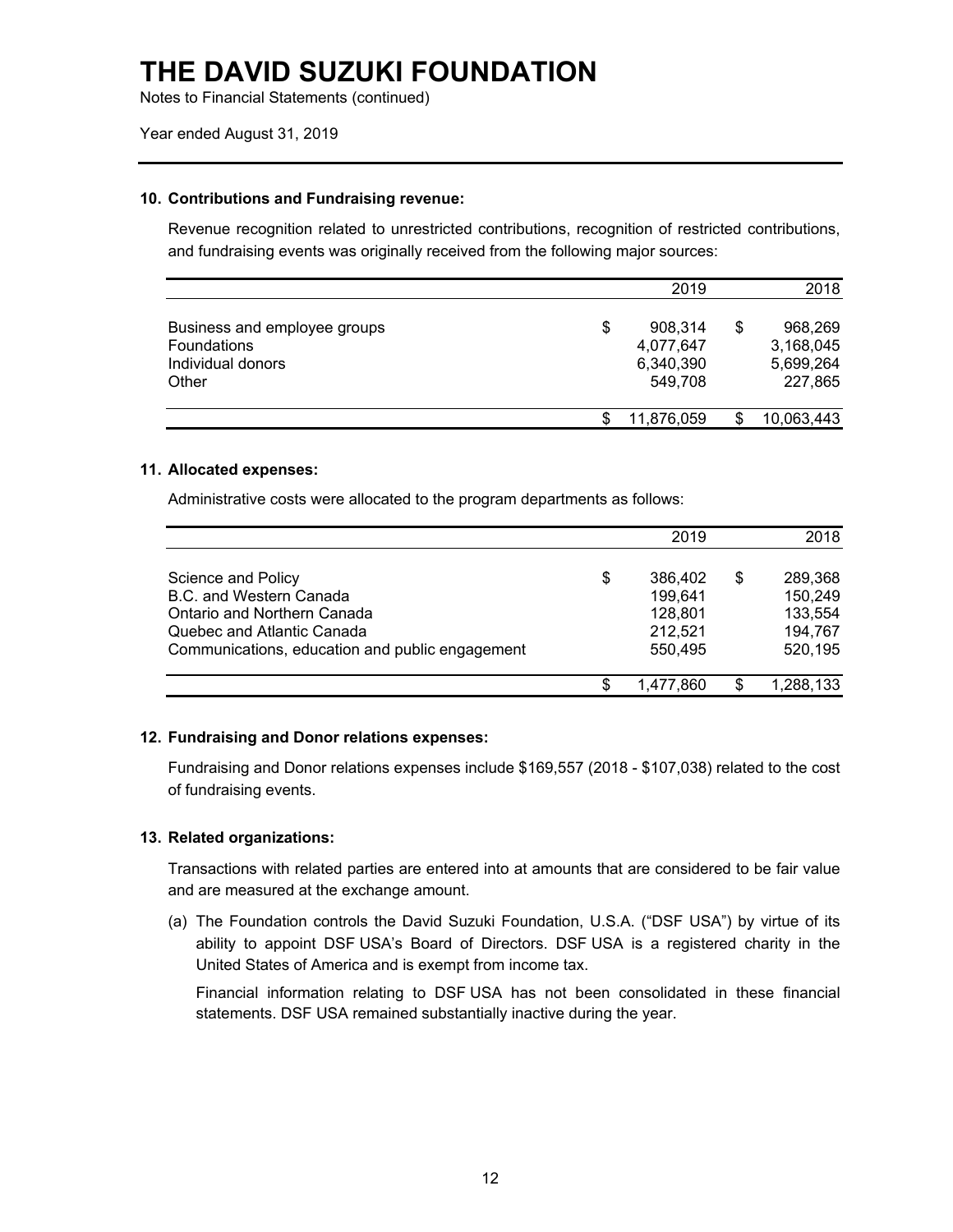# THE DAVID SUZUKI FOUNDATION

Notes to Financial Statements (continued)

Year ended August 31, 2019

### 10. Contributions and Fundraising revenue:

Revenue recognition related to unrestricted contributions, recognition of restricted contributions, and fundraising events was originally received from the following major sources:

| | 2019 | 2018 |
|---|---|---|
| Business and employee groups | $ 908,314 | $ 968,269 |
| Foundations | 4,077,647 | 3,168,045 |
| Individual donors | 6,340,390 | 5,699,264 |
| Other | 549,708 | 227,865 |
| | $ 11,876,059 | $ 10,063,443 |

### 11. Allocated expenses:

Administrative costs were allocated to the program departments as follows:

| | 2019 | 2018 |
|---|---|---|
| Science and Policy | $ 386,402 | $ 289,368 |
| B.C. and Western Canada | 199,641 | 150,249 |
| Ontario and Northern Canada | 128,801 | 133,554 |
| Quebec and Atlantic Canada | 212,521 | 194,767 |
| Communications, education and public engagement | 550,495 | 520,195 |
| | $ 1,477,860 | $ 1,288,133 |

### 12. Fundraising and Donor relations expenses:

Fundraising and Donor relations expenses include $169,557 (2018 - $107,038) related to the cost of fundraising events.

### 13. Related organizations:

Transactions with related parties are entered into at amounts that are considered to be fair value and are measured at the exchange amount.

(a) The Foundation controls the David Suzuki Foundation, U.S.A. ("DSF USA") by virtue of its ability to appoint DSF USA's Board of Directors. DSF USA is a registered charity in the United States of America and is exempt from income tax.

Financial information relating to DSF USA has not been consolidated in these financial statements. DSF USA remained substantially inactive during the year.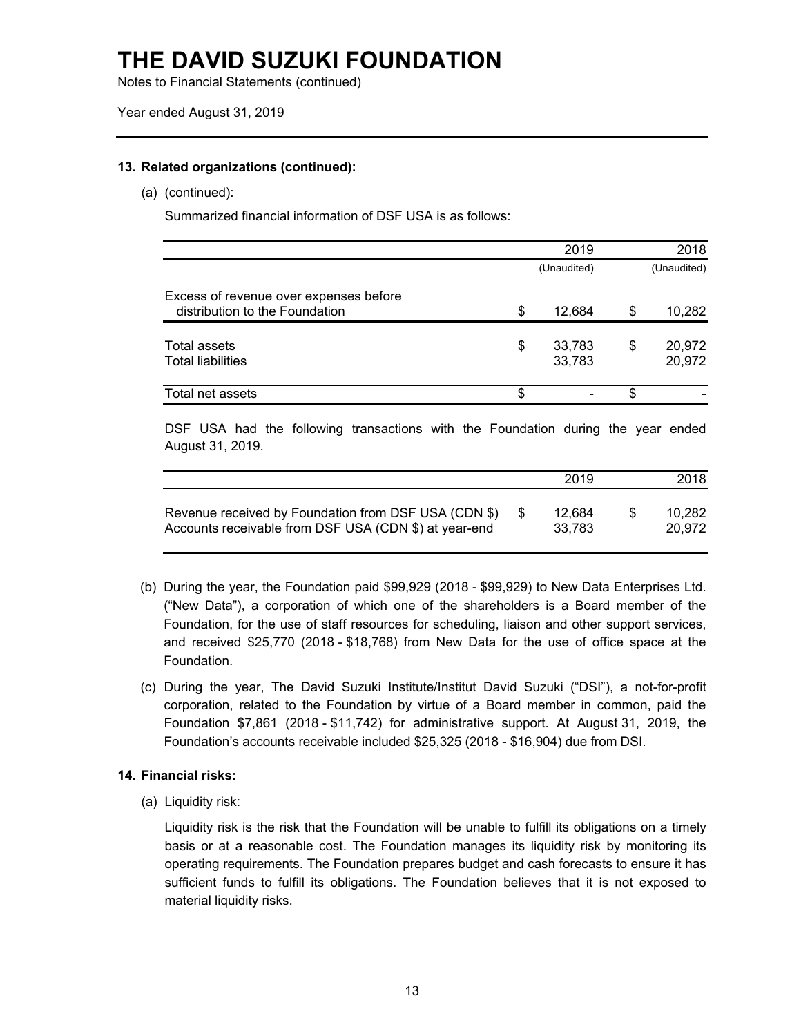# THE DAVID SUZUKI FOUNDATION

Notes to Financial Statements (continued)

Year ended August 31, 2019

### 13. Related organizations (continued):

(a) (continued):

Summarized financial information of DSF USA is as follows:

| | 2019 | 2018 |
|---|---|---|
| | (Unaudited) | (Unaudited) |
| Excess of revenue over expenses before distribution to the Foundation | $ 12,684 | $ 10,282 |
| Total assets | $ 33,783 | $ 20,972 |
| Total liabilities | 33,783 | 20,972 |
| Total net assets | $ - | $ - |

DSF USA had the following transactions with the Foundation during the year ended August 31, 2019.

| | 2019 | 2018 |
|---|---|---|
| Revenue received by Foundation from DSF USA (CDN $) | $ 12,684 | $ 10,282 |
| Accounts receivable from DSF USA (CDN $) at year-end | 33,783 | 20,972 |

(b) During the year, the Foundation paid $99,929 (2018 - $99,929) to New Data Enterprises Ltd. ("New Data"), a corporation of which one of the shareholders is a Board member of the Foundation, for the use of staff resources for scheduling, liaison and other support services, and received $25,770 (2018 - $18,768) from New Data for the use of office space at the Foundation.

(c) During the year, The David Suzuki Institute/Institut David Suzuki ("DSI"), a not-for-profit corporation, related to the Foundation by virtue of a Board member in common, paid the Foundation $7,861 (2018 - $11,742) for administrative support. At August 31, 2019, the Foundation's accounts receivable included $25,325 (2018 - $16,904) due from DSI.

### 14. Financial risks:

(a) Liquidity risk:

Liquidity risk is the risk that the Foundation will be unable to fulfill its obligations on a timely basis or at a reasonable cost. The Foundation manages its liquidity risk by monitoring its operating requirements. The Foundation prepares budget and cash forecasts to ensure it has sufficient funds to fulfill its obligations. The Foundation believes that it is not exposed to material liquidity risks.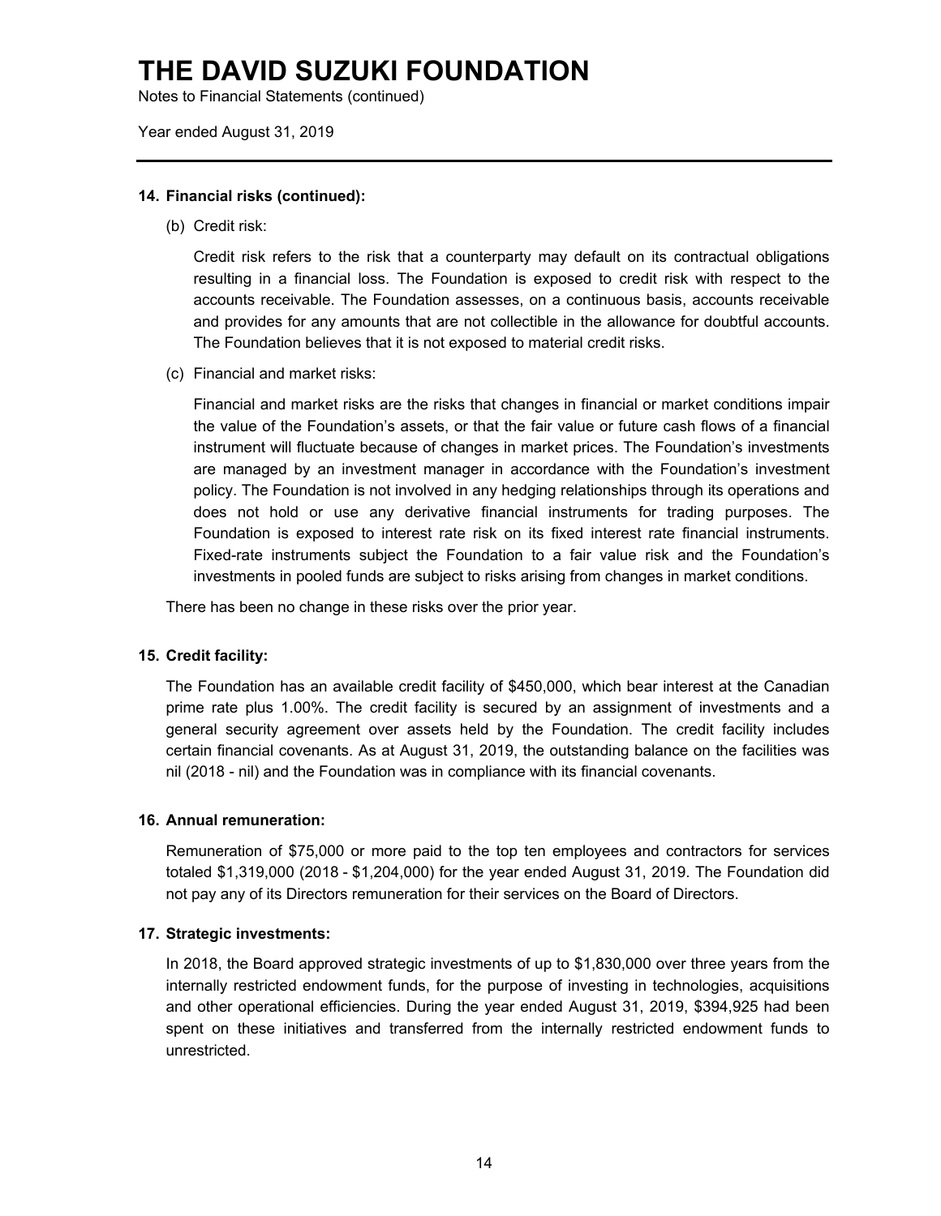**14. Financial risks (continued):**

(b) Credit risk:

Credit risk refers to the risk that a counterparty may default on its contractual obligations resulting in a financial loss. The Foundation is exposed to credit risk with respect to the accounts receivable. The Foundation assesses, on a continuous basis, accounts receivable and provides for any amounts that are not collectible in the allowance for doubtful accounts. The Foundation believes that it is not exposed to material credit risks.

(c) Financial and market risks:

Financial and market risks are the risks that changes in financial or market conditions impair the value of the Foundation's assets, or that the fair value or future cash flows of a financial instrument will fluctuate because of changes in market prices. The Foundation's investments are managed by an investment manager in accordance with the Foundation's investment policy. The Foundation is not involved in any hedging relationships through its operations and does not hold or use any derivative financial instruments for trading purposes. The Foundation is exposed to interest rate risk on its fixed interest rate financial instruments. Fixed-rate instruments subject the Foundation to a fair value risk and the Foundation's investments in pooled funds are subject to risks arising from changes in market conditions.

There has been no change in these risks over the prior year.

**15. Credit facility:**

The Foundation has an available credit facility of $450,000, which bear interest at the Canadian prime rate plus 1.00%. The credit facility is secured by an assignment of investments and a general security agreement over assets held by the Foundation. The credit facility includes certain financial covenants. As at August 31, 2019, the outstanding balance on the facilities was nil (2018 - nil) and the Foundation was in compliance with its financial covenants.

**16. Annual remuneration:**

Remuneration of $75,000 or more paid to the top ten employees and contractors for services totaled $1,319,000 (2018 - $1,204,000) for the year ended August 31, 2019. The Foundation did not pay any of its Directors remuneration for their services on the Board of Directors.

**17. Strategic investments:**

In 2018, the Board approved strategic investments of up to $1,830,000 over three years from the internally restricted endowment funds, for the purpose of investing in technologies, acquisitions and other operational efficiencies. During the year ended August 31, 2019, $394,925 had been spent on these initiatives and transferred from the internally restricted endowment funds to unrestricted.